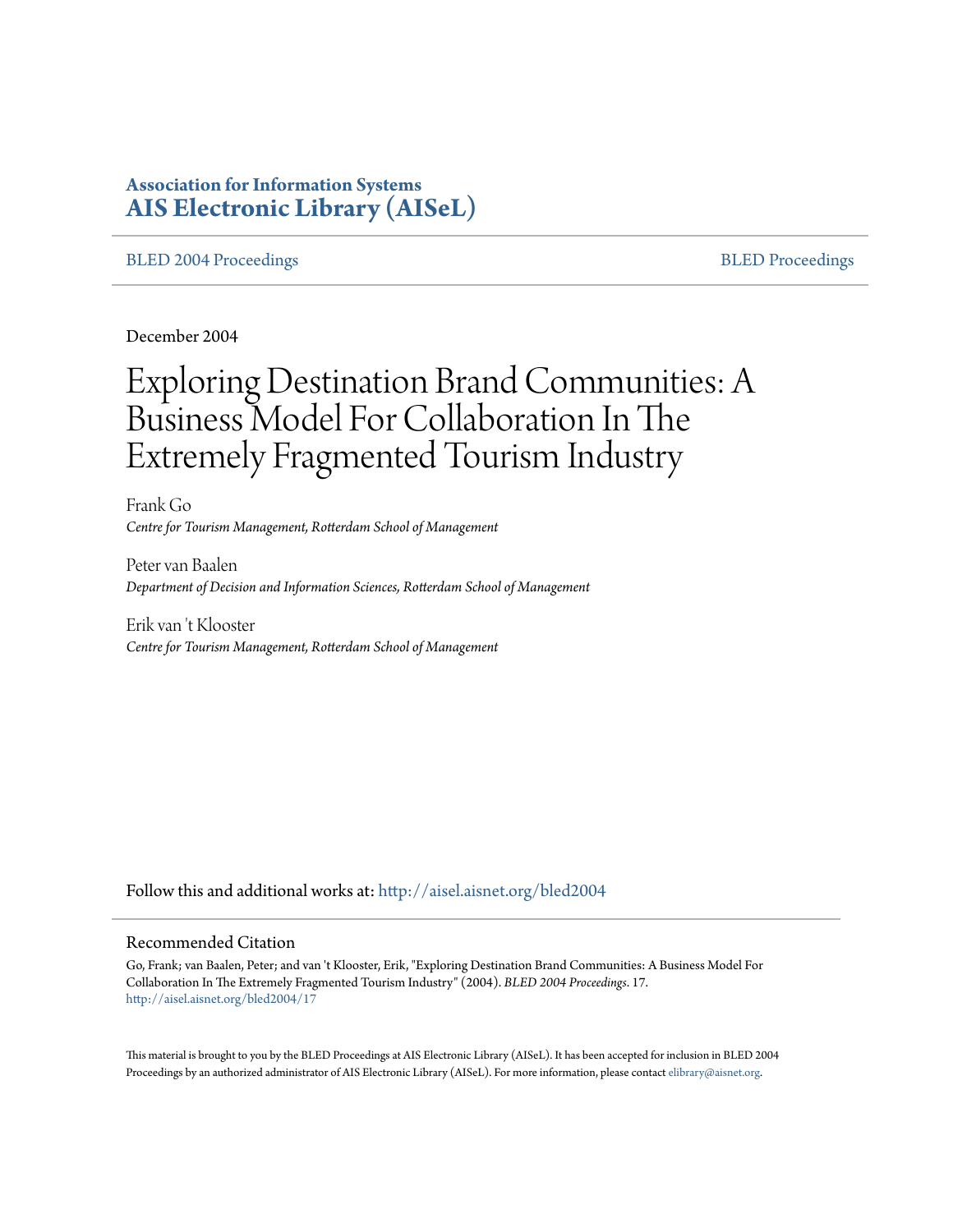**Association for Information Systems**
**AIS Electronic Library (AISeL)**

BLED 2004 Proceedings | BLED Proceedings

December 2004

# Exploring Destination Brand Communities: A Business Model For Collaboration In The Extremely Fragmented Tourism Industry

Frank Go
*Centre for Tourism Management, Rotterdam School of Management*

Peter van Baalen
*Department of Decision and Information Sciences, Rotterdam School of Management*

Erik van 't Klooster
*Centre for Tourism Management, Rotterdam School of Management*

Follow this and additional works at: http://aisel.aisnet.org/bled2004

## Recommended Citation

Go, Frank; van Baalen, Peter; and van 't Klooster, Erik, "Exploring Destination Brand Communities: A Business Model For Collaboration In The Extremely Fragmented Tourism Industry" (2004). *BLED 2004 Proceedings*. 17.
http://aisel.aisnet.org/bled2004/17

This material is brought to you by the BLED Proceedings at AIS Electronic Library (AISeL). It has been accepted for inclusion in BLED 2004 Proceedings by an authorized administrator of AIS Electronic Library (AISeL). For more information, please contact elibrary@aisnet.org.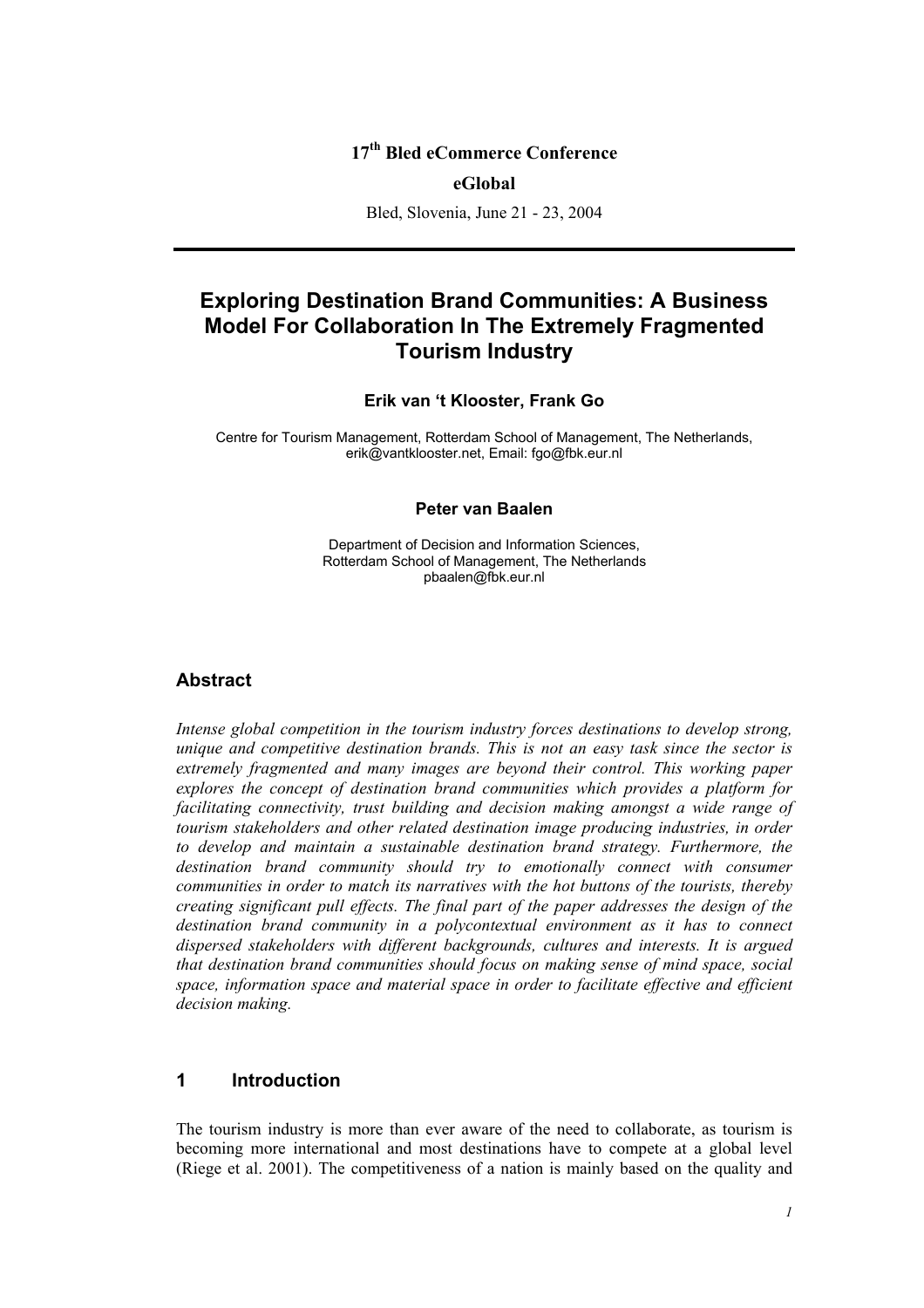17th Bled eCommerce Conference

**eGlobal**

Bled, Slovenia, June 21 - 23, 2004

---

# Exploring Destination Brand Communities: A Business Model For Collaboration In The Extremely Fragmented Tourism Industry

**Erik van 't Klooster, Frank Go**

Centre for Tourism Management, Rotterdam School of Management, The Netherlands, erik@vantklooster.net, Email: fgo@fbk.eur.nl

**Peter van Baalen**

Department of Decision and Information Sciences, Rotterdam School of Management, The Netherlands
pbaalen@fbk.eur.nl

## Abstract

*Intense global competition in the tourism industry forces destinations to develop strong, unique and competitive destination brands. This is not an easy task since the sector is extremely fragmented and many images are beyond their control. This working paper explores the concept of destination brand communities which provides a platform for facilitating connectivity, trust building and decision making amongst a wide range of tourism stakeholders and other related destination image producing industries, in order to develop and maintain a sustainable destination brand strategy. Furthermore, the destination brand community should try to emotionally connect with consumer communities in order to match its narratives with the hot buttons of the tourists, thereby creating significant pull effects. The final part of the paper addresses the design of the destination brand community in a polycontextual environment as it has to connect dispersed stakeholders with different backgrounds, cultures and interests. It is argued that destination brand communities should focus on making sense of mind space, social space, information space and material space in order to facilitate effective and efficient decision making.*

## 1 Introduction

The tourism industry is more than ever aware of the need to collaborate, as tourism is becoming more international and most destinations have to compete at a global level (Riege et al. 2001). The competitiveness of a nation is mainly based on the quality and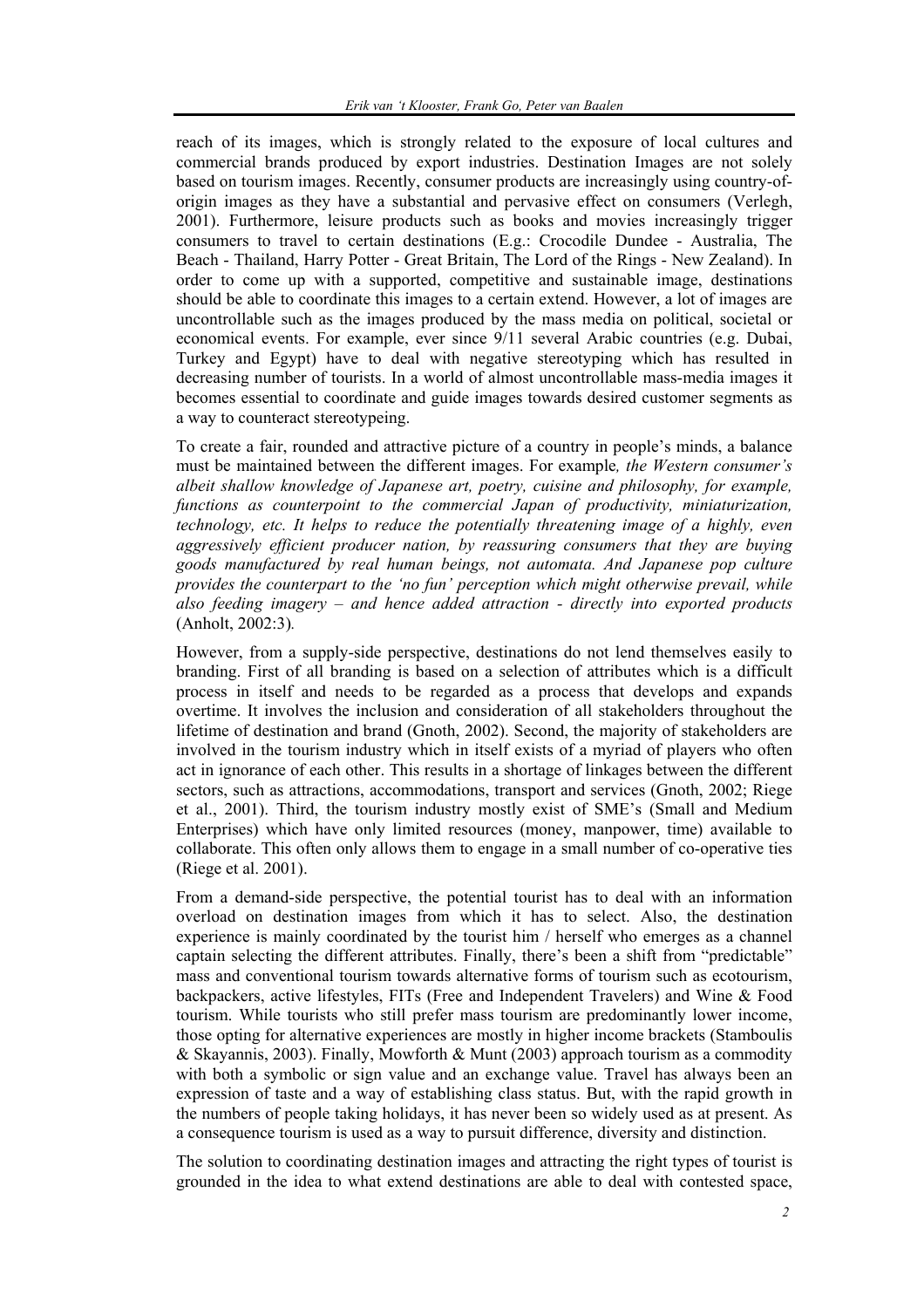reach of its images, which is strongly related to the exposure of local cultures and commercial brands produced by export industries. Destination Images are not solely based on tourism images. Recently, consumer products are increasingly using country-of-origin images as they have a substantial and pervasive effect on consumers (Verlegh, 2001). Furthermore, leisure products such as books and movies increasingly trigger consumers to travel to certain destinations (E.g.: Crocodile Dundee - Australia, The Beach - Thailand, Harry Potter - Great Britain, The Lord of the Rings - New Zealand). In order to come up with a supported, competitive and sustainable image, destinations should be able to coordinate this images to a certain extend. However, a lot of images are uncontrollable such as the images produced by the mass media on political, societal or economical events. For example, ever since 9/11 several Arabic countries (e.g. Dubai, Turkey and Egypt) have to deal with negative stereotyping which has resulted in decreasing number of tourists. In a world of almost uncontrollable mass-media images it becomes essential to coordinate and guide images towards desired customer segments as a way to counteract stereotypeing.

To create a fair, rounded and attractive picture of a country in people's minds, a balance must be maintained between the different images. For example*, the Western consumer's albeit shallow knowledge of Japanese art, poetry, cuisine and philosophy, for example, functions as counterpoint to the commercial Japan of productivity, miniaturization, technology, etc. It helps to reduce the potentially threatening image of a highly, even aggressively efficient producer nation, by reassuring consumers that they are buying goods manufactured by real human beings, not automata. And Japanese pop culture provides the counterpart to the 'no fun' perception which might otherwise prevail, while also feeding imagery – and hence added attraction - directly into exported products* (Anholt, 2002:3)*.*

However, from a supply-side perspective, destinations do not lend themselves easily to branding. First of all branding is based on a selection of attributes which is a difficult process in itself and needs to be regarded as a process that develops and expands overtime. It involves the inclusion and consideration of all stakeholders throughout the lifetime of destination and brand (Gnoth, 2002). Second, the majority of stakeholders are involved in the tourism industry which in itself exists of a myriad of players who often act in ignorance of each other. This results in a shortage of linkages between the different sectors, such as attractions, accommodations, transport and services (Gnoth, 2002; Riege et al., 2001). Third, the tourism industry mostly exist of SME's (Small and Medium Enterprises) which have only limited resources (money, manpower, time) available to collaborate. This often only allows them to engage in a small number of co-operative ties (Riege et al. 2001).

From a demand-side perspective, the potential tourist has to deal with an information overload on destination images from which it has to select. Also, the destination experience is mainly coordinated by the tourist him / herself who emerges as a channel captain selecting the different attributes. Finally, there's been a shift from "predictable" mass and conventional tourism towards alternative forms of tourism such as ecotourism, backpackers, active lifestyles, FITs (Free and Independent Travelers) and Wine & Food tourism. While tourists who still prefer mass tourism are predominantly lower income, those opting for alternative experiences are mostly in higher income brackets (Stamboulis & Skayannis, 2003). Finally, Mowforth & Munt (2003) approach tourism as a commodity with both a symbolic or sign value and an exchange value. Travel has always been an expression of taste and a way of establishing class status. But, with the rapid growth in the numbers of people taking holidays, it has never been so widely used as at present. As a consequence tourism is used as a way to pursuit difference, diversity and distinction.

The solution to coordinating destination images and attracting the right types of tourist is grounded in the idea to what extend destinations are able to deal with contested space,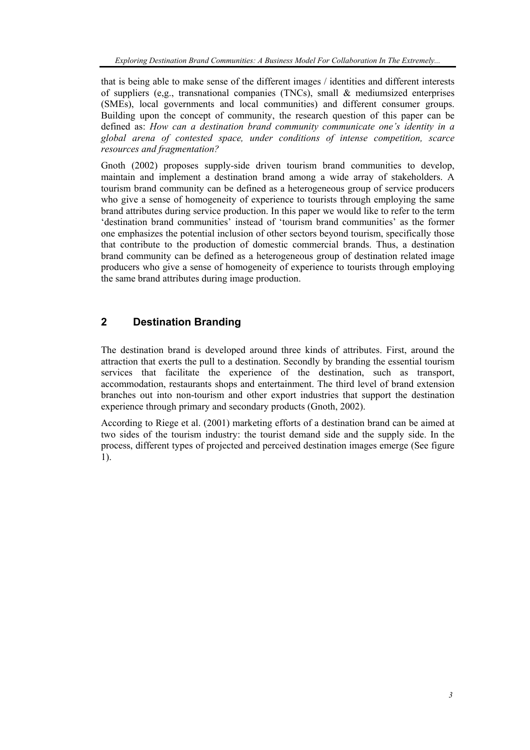that is being able to make sense of the different images / identities and different interests of suppliers (e,g., transnational companies (TNCs), small & mediumsized enterprises (SMEs), local governments and local communities) and different consumer groups. Building upon the concept of community, the research question of this paper can be defined as: *How can a destination brand community communicate one's identity in a global arena of contested space, under conditions of intense competition, scarce resources and fragmentation?*

Gnoth (2002) proposes supply-side driven tourism brand communities to develop, maintain and implement a destination brand among a wide array of stakeholders. A tourism brand community can be defined as a heterogeneous group of service producers who give a sense of homogeneity of experience to tourists through employing the same brand attributes during service production. In this paper we would like to refer to the term 'destination brand communities' instead of 'tourism brand communities' as the former one emphasizes the potential inclusion of other sectors beyond tourism, specifically those that contribute to the production of domestic commercial brands. Thus, a destination brand community can be defined as a heterogeneous group of destination related image producers who give a sense of homogeneity of experience to tourists through employing the same brand attributes during image production.

## 2 Destination Branding

The destination brand is developed around three kinds of attributes. First, around the attraction that exerts the pull to a destination. Secondly by branding the essential tourism services that facilitate the experience of the destination, such as transport, accommodation, restaurants shops and entertainment. The third level of brand extension branches out into non-tourism and other export industries that support the destination experience through primary and secondary products (Gnoth, 2002).

According to Riege et al. (2001) marketing efforts of a destination brand can be aimed at two sides of the tourism industry: the tourist demand side and the supply side. In the process, different types of projected and perceived destination images emerge (See figure 1).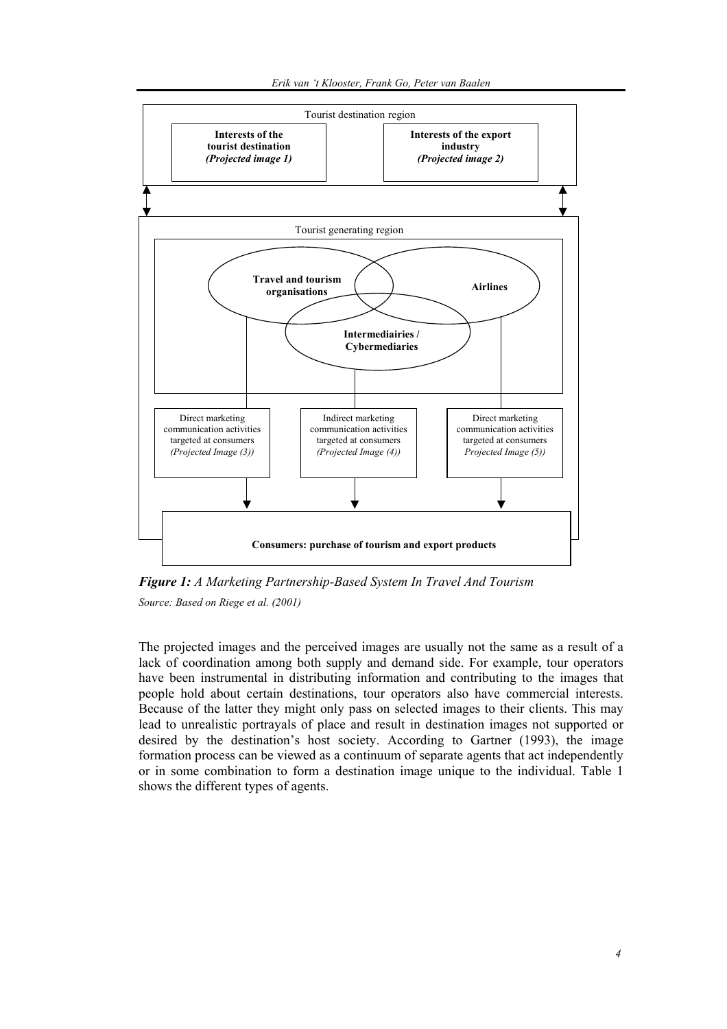Tourist destination region

**Interests of the tourist destination** ***(Projected image 1)***

**Interests of the export industry** ***(Projected image 2)***

Tourist generating region

**Travel and tourism organisations**

**Airlines**

**Intermediairies / Cybermediaries**

Direct marketing communication activities targeted at consumers *(Projected Image (3))*

Indirect marketing communication activities targeted at consumers *(Projected Image (4))*

Direct marketing communication activities targeted at consumers *Projected Image (5))*

**Consumers: purchase of tourism and export products**

***Figure 1:*** *A Marketing Partnership-Based System In Travel And Tourism*

*Source: Based on Riege et al. (2001)*

The projected images and the perceived images are usually not the same as a result of a lack of coordination among both supply and demand side. For example, tour operators have been instrumental in distributing information and contributing to the images that people hold about certain destinations, tour operators also have commercial interests. Because of the latter they might only pass on selected images to their clients. This may lead to unrealistic portrayals of place and result in destination images not supported or desired by the destination's host society. According to Gartner (1993), the image formation process can be viewed as a continuum of separate agents that act independently or in some combination to form a destination image unique to the individual. Table 1 shows the different types of agents.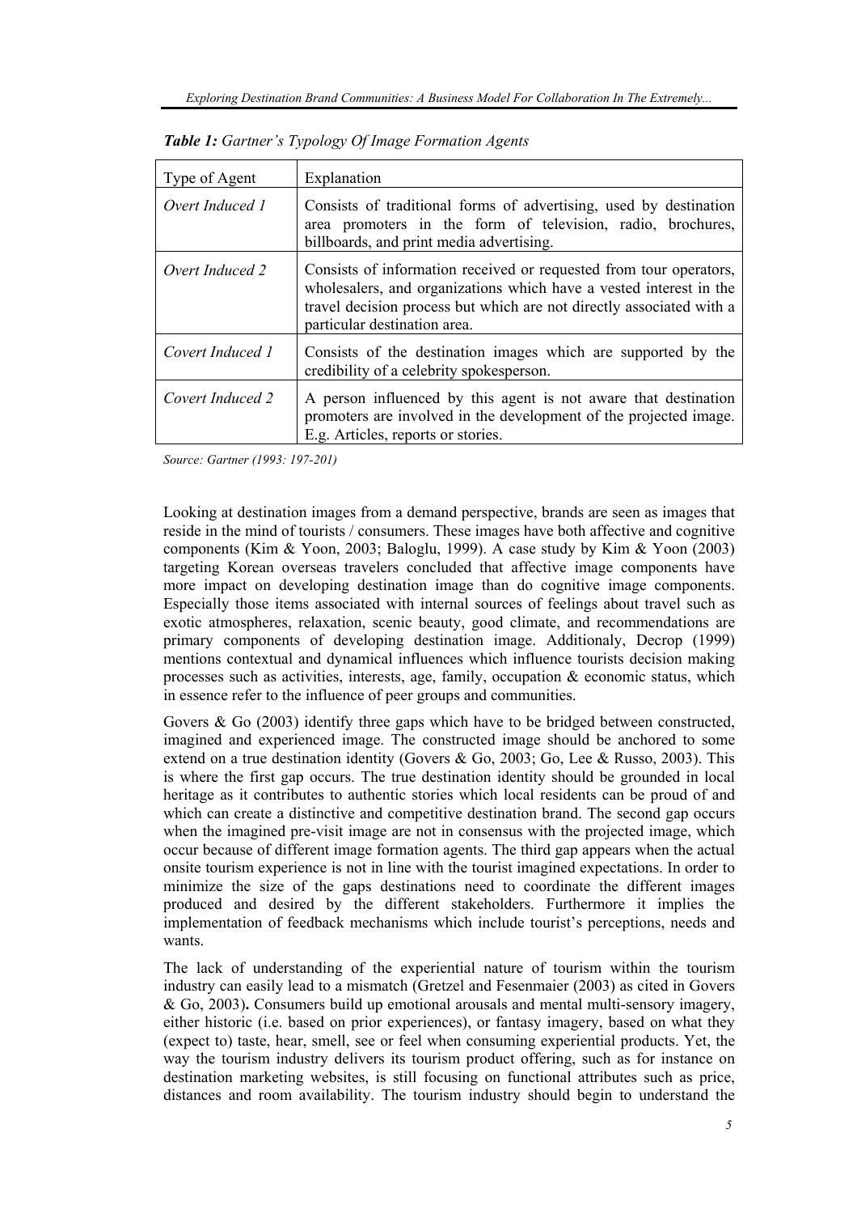***Table 1:** Gartner's Typology Of Image Formation Agents*

| Type of Agent | Explanation |
|---|---|
| *Overt Induced 1* | Consists of traditional forms of advertising, used by destination area promoters in the form of television, radio, brochures, billboards, and print media advertising. |
| *Overt Induced 2* | Consists of information received or requested from tour operators, wholesalers, and organizations which have a vested interest in the travel decision process but which are not directly associated with a particular destination area. |
| *Covert Induced 1* | Consists of the destination images which are supported by the credibility of a celebrity spokesperson. |
| *Covert Induced 2* | A person influenced by this agent is not aware that destination promoters are involved in the development of the projected image. E.g. Articles, reports or stories. |

*Source: Gartner (1993: 197-201)*

Looking at destination images from a demand perspective, brands are seen as images that reside in the mind of tourists / consumers. These images have both affective and cognitive components (Kim & Yoon, 2003; Baloglu, 1999). A case study by Kim & Yoon (2003) targeting Korean overseas travelers concluded that affective image components have more impact on developing destination image than do cognitive image components. Especially those items associated with internal sources of feelings about travel such as exotic atmospheres, relaxation, scenic beauty, good climate, and recommendations are primary components of developing destination image. Additionaly, Decrop (1999) mentions contextual and dynamical influences which influence tourists decision making processes such as activities, interests, age, family, occupation & economic status, which in essence refer to the influence of peer groups and communities.

Govers & Go (2003) identify three gaps which have to be bridged between constructed, imagined and experienced image. The constructed image should be anchored to some extend on a true destination identity (Govers & Go, 2003; Go, Lee & Russo, 2003). This is where the first gap occurs. The true destination identity should be grounded in local heritage as it contributes to authentic stories which local residents can be proud of and which can create a distinctive and competitive destination brand. The second gap occurs when the imagined pre-visit image are not in consensus with the projected image, which occur because of different image formation agents. The third gap appears when the actual onsite tourism experience is not in line with the tourist imagined expectations. In order to minimize the size of the gaps destinations need to coordinate the different images produced and desired by the different stakeholders. Furthermore it implies the implementation of feedback mechanisms which include tourist's perceptions, needs and wants.

The lack of understanding of the experiential nature of tourism within the tourism industry can easily lead to a mismatch (Gretzel and Fesenmaier (2003) as cited in Govers & Go, 2003)**.** Consumers build up emotional arousals and mental multi-sensory imagery, either historic (i.e. based on prior experiences), or fantasy imagery, based on what they (expect to) taste, hear, smell, see or feel when consuming experiential products. Yet, the way the tourism industry delivers its tourism product offering, such as for instance on destination marketing websites, is still focusing on functional attributes such as price, distances and room availability. The tourism industry should begin to understand the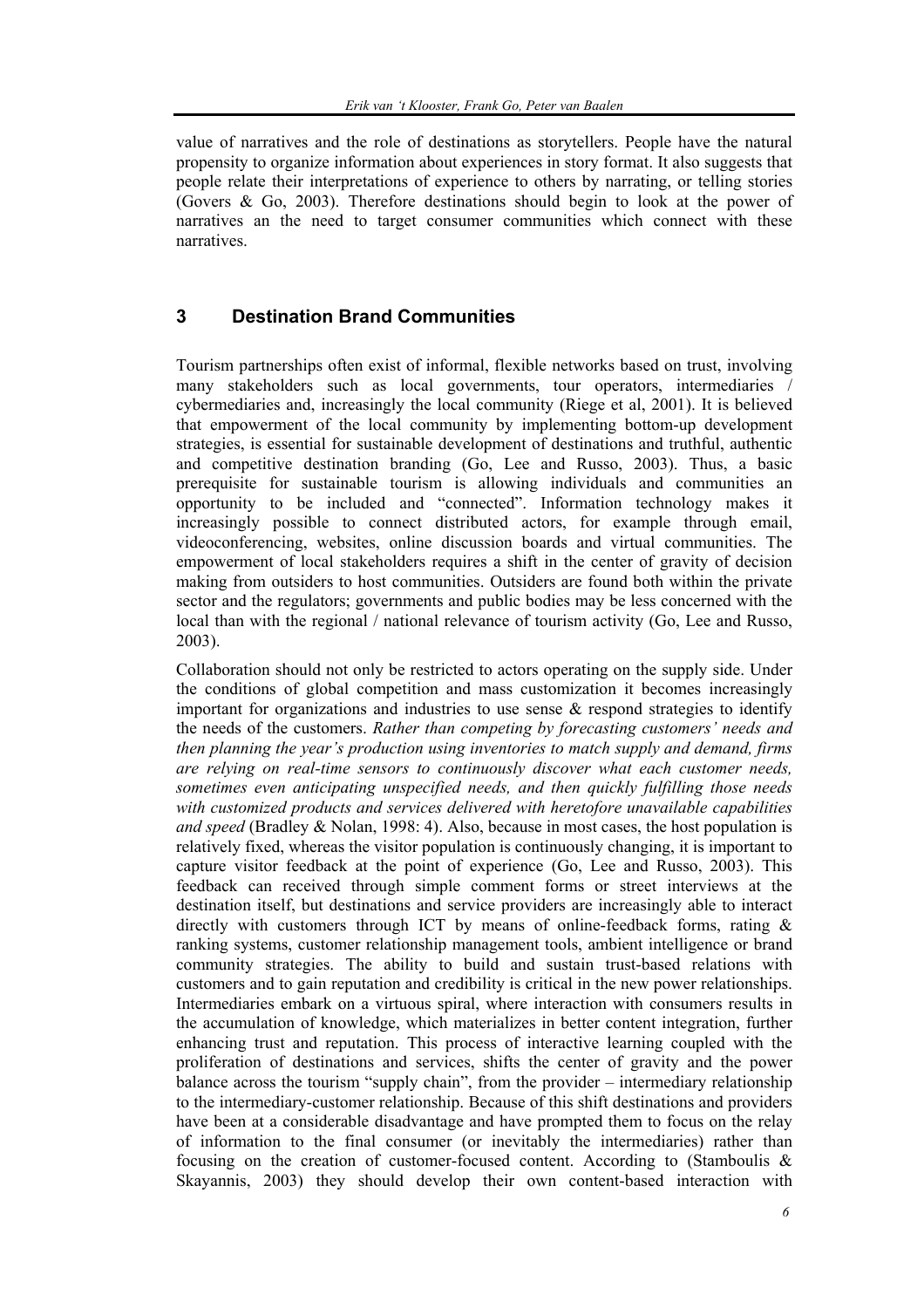value of narratives and the role of destinations as storytellers. People have the natural propensity to organize information about experiences in story format. It also suggests that people relate their interpretations of experience to others by narrating, or telling stories (Govers & Go, 2003). Therefore destinations should begin to look at the power of narratives an the need to target consumer communities which connect with these narratives.

## 3 Destination Brand Communities

Tourism partnerships often exist of informal, flexible networks based on trust, involving many stakeholders such as local governments, tour operators, intermediaries / cybermediaries and, increasingly the local community (Riege et al, 2001). It is believed that empowerment of the local community by implementing bottom-up development strategies, is essential for sustainable development of destinations and truthful, authentic and competitive destination branding (Go, Lee and Russo, 2003). Thus, a basic prerequisite for sustainable tourism is allowing individuals and communities an opportunity to be included and "connected". Information technology makes it increasingly possible to connect distributed actors, for example through email, videoconferencing, websites, online discussion boards and virtual communities. The empowerment of local stakeholders requires a shift in the center of gravity of decision making from outsiders to host communities. Outsiders are found both within the private sector and the regulators; governments and public bodies may be less concerned with the local than with the regional / national relevance of tourism activity (Go, Lee and Russo, 2003).

Collaboration should not only be restricted to actors operating on the supply side. Under the conditions of global competition and mass customization it becomes increasingly important for organizations and industries to use sense & respond strategies to identify the needs of the customers. *Rather than competing by forecasting customers' needs and then planning the year's production using inventories to match supply and demand, firms are relying on real-time sensors to continuously discover what each customer needs, sometimes even anticipating unspecified needs, and then quickly fulfilling those needs with customized products and services delivered with heretofore unavailable capabilities and speed* (Bradley & Nolan, 1998: 4). Also, because in most cases, the host population is relatively fixed, whereas the visitor population is continuously changing, it is important to capture visitor feedback at the point of experience (Go, Lee and Russo, 2003). This feedback can received through simple comment forms or street interviews at the destination itself, but destinations and service providers are increasingly able to interact directly with customers through ICT by means of online-feedback forms, rating & ranking systems, customer relationship management tools, ambient intelligence or brand community strategies. The ability to build and sustain trust-based relations with customers and to gain reputation and credibility is critical in the new power relationships. Intermediaries embark on a virtuous spiral, where interaction with consumers results in the accumulation of knowledge, which materializes in better content integration, further enhancing trust and reputation. This process of interactive learning coupled with the proliferation of destinations and services, shifts the center of gravity and the power balance across the tourism "supply chain", from the provider – intermediary relationship to the intermediary-customer relationship. Because of this shift destinations and providers have been at a considerable disadvantage and have prompted them to focus on the relay of information to the final consumer (or inevitably the intermediaries) rather than focusing on the creation of customer-focused content. According to (Stamboulis & Skayannis, 2003) they should develop their own content-based interaction with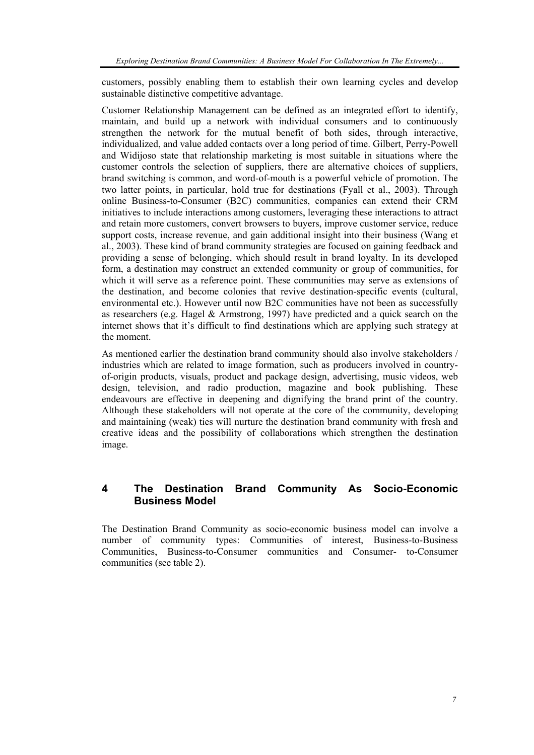customers, possibly enabling them to establish their own learning cycles and develop sustainable distinctive competitive advantage.

Customer Relationship Management can be defined as an integrated effort to identify, maintain, and build up a network with individual consumers and to continuously strengthen the network for the mutual benefit of both sides, through interactive, individualized, and value added contacts over a long period of time. Gilbert, Perry-Powell and Widijoso state that relationship marketing is most suitable in situations where the customer controls the selection of suppliers, there are alternative choices of suppliers, brand switching is common, and word-of-mouth is a powerful vehicle of promotion. The two latter points, in particular, hold true for destinations (Fyall et al., 2003). Through online Business-to-Consumer (B2C) communities, companies can extend their CRM initiatives to include interactions among customers, leveraging these interactions to attract and retain more customers, convert browsers to buyers, improve customer service, reduce support costs, increase revenue, and gain additional insight into their business (Wang et al., 2003). These kind of brand community strategies are focused on gaining feedback and providing a sense of belonging, which should result in brand loyalty. In its developed form, a destination may construct an extended community or group of communities, for which it will serve as a reference point. These communities may serve as extensions of the destination, and become colonies that revive destination-specific events (cultural, environmental etc.). However until now B2C communities have not been as successfully as researchers (e.g. Hagel & Armstrong, 1997) have predicted and a quick search on the internet shows that it's difficult to find destinations which are applying such strategy at the moment.

As mentioned earlier the destination brand community should also involve stakeholders / industries which are related to image formation, such as producers involved in country-of-origin products, visuals, product and package design, advertising, music videos, web design, television, and radio production, magazine and book publishing. These endeavours are effective in deepening and dignifying the brand print of the country. Although these stakeholders will not operate at the core of the community, developing and maintaining (weak) ties will nurture the destination brand community with fresh and creative ideas and the possibility of collaborations which strengthen the destination image.

## 4 The Destination Brand Community As Socio-Economic Business Model

The Destination Brand Community as socio-economic business model can involve a number of community types: Communities of interest, Business-to-Business Communities, Business-to-Consumer communities and Consumer- to-Consumer communities (see table 2).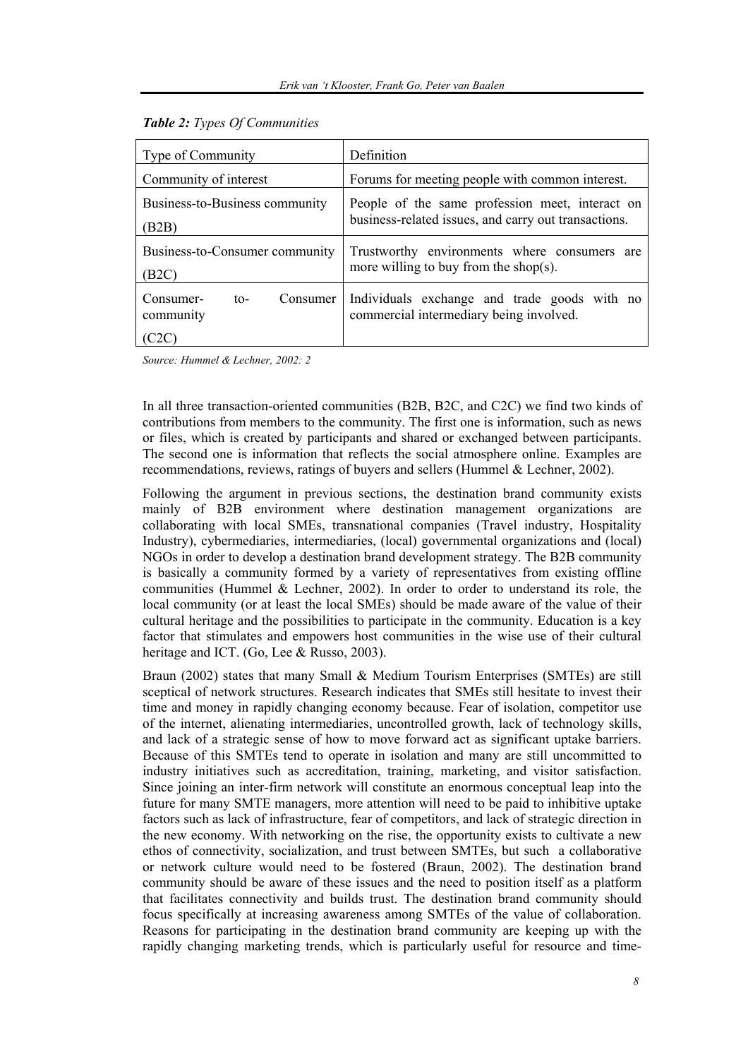***Table 2:*** *Types Of Communities*

| Type of Community | Definition |
| --- | --- |
| Community of interest | Forums for meeting people with common interest. |
| Business-to-Business community (B2B) | People of the same profession meet, interact on business-related issues, and carry out transactions. |
| Business-to-Consumer community (B2C) | Trustworthy environments where consumers are more willing to buy from the shop(s). |
| Consumer- to- Consumer community (C2C) | Individuals exchange and trade goods with no commercial intermediary being involved. |

*Source: Hummel & Lechner, 2002: 2*

In all three transaction-oriented communities (B2B, B2C, and C2C) we find two kinds of contributions from members to the community. The first one is information, such as news or files, which is created by participants and shared or exchanged between participants. The second one is information that reflects the social atmosphere online. Examples are recommendations, reviews, ratings of buyers and sellers (Hummel & Lechner, 2002).

Following the argument in previous sections, the destination brand community exists mainly of B2B environment where destination management organizations are collaborating with local SMEs, transnational companies (Travel industry, Hospitality Industry), cybermediaries, intermediaries, (local) governmental organizations and (local) NGOs in order to develop a destination brand development strategy. The B2B community is basically a community formed by a variety of representatives from existing offline communities (Hummel & Lechner, 2002). In order to order to understand its role, the local community (or at least the local SMEs) should be made aware of the value of their cultural heritage and the possibilities to participate in the community. Education is a key factor that stimulates and empowers host communities in the wise use of their cultural heritage and ICT. (Go, Lee & Russo, 2003).

Braun (2002) states that many Small & Medium Tourism Enterprises (SMTEs) are still sceptical of network structures. Research indicates that SMEs still hesitate to invest their time and money in rapidly changing economy because. Fear of isolation, competitor use of the internet, alienating intermediaries, uncontrolled growth, lack of technology skills, and lack of a strategic sense of how to move forward act as significant uptake barriers. Because of this SMTEs tend to operate in isolation and many are still uncommitted to industry initiatives such as accreditation, training, marketing, and visitor satisfaction. Since joining an inter-firm network will constitute an enormous conceptual leap into the future for many SMTE managers, more attention will need to be paid to inhibitive uptake factors such as lack of infrastructure, fear of competitors, and lack of strategic direction in the new economy. With networking on the rise, the opportunity exists to cultivate a new ethos of connectivity, socialization, and trust between SMTEs, but such a collaborative or network culture would need to be fostered (Braun, 2002). The destination brand community should be aware of these issues and the need to position itself as a platform that facilitates connectivity and builds trust. The destination brand community should focus specifically at increasing awareness among SMTEs of the value of collaboration. Reasons for participating in the destination brand community are keeping up with the rapidly changing marketing trends, which is particularly useful for resource and time-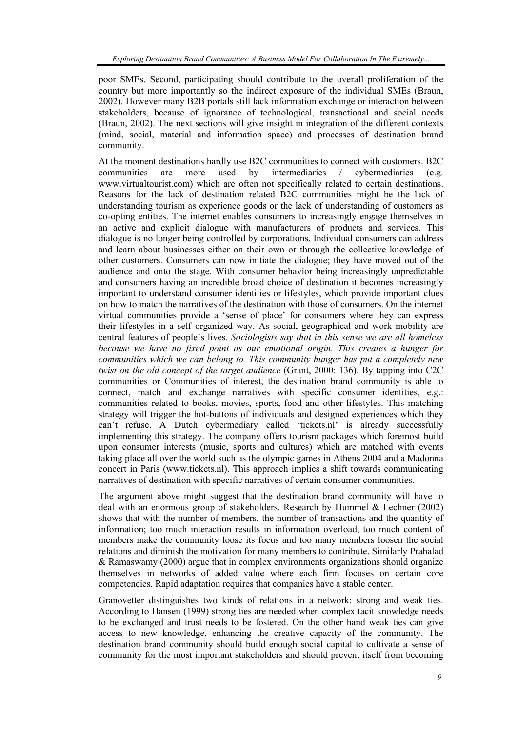poor SMEs. Second, participating should contribute to the overall proliferation of the country but more importantly so the indirect exposure of the individual SMEs (Braun, 2002). However many B2B portals still lack information exchange or interaction between stakeholders, because of ignorance of technological, transactional and social needs (Braun, 2002). The next sections will give insight in integration of the different contexts (mind, social, material and information space) and processes of destination brand community.

At the moment destinations hardly use B2C communities to connect with customers. B2C communities are more used by intermediaries / cybermediaries (e.g. www.virtualtourist.com) which are often not specifically related to certain destinations. Reasons for the lack of destination related B2C communities might be the lack of understanding tourism as experience goods or the lack of understanding of customers as co-opting entities. The internet enables consumers to increasingly engage themselves in an active and explicit dialogue with manufacturers of products and services. This dialogue is no longer being controlled by corporations. Individual consumers can address and learn about businesses either on their own or through the collective knowledge of other customers. Consumers can now initiate the dialogue; they have moved out of the audience and onto the stage. With consumer behavior being increasingly unpredictable and consumers having an incredible broad choice of destination it becomes increasingly important to understand consumer identities or lifestyles, which provide important clues on how to match the narratives of the destination with those of consumers. On the internet virtual communities provide a 'sense of place' for consumers where they can express their lifestyles in a self organized way. As social, geographical and work mobility are central features of people's lives. *Sociologists say that in this sense we are all homeless because we have no fixed point as our emotional origin. This creates a hunger for communities which we can belong to. This community hunger has put a completely new twist on the old concept of the target audience* (Grant, 2000: 136). By tapping into C2C communities or Communities of interest, the destination brand community is able to connect, match and exchange narratives with specific consumer identities, e.g.: communities related to books, movies, sports, food and other lifestyles. This matching strategy will trigger the hot-buttons of individuals and designed experiences which they can't refuse. A Dutch cybermediary called 'tickets.nl' is already successfully implementing this strategy. The company offers tourism packages which foremost build upon consumer interests (music, sports and cultures) which are matched with events taking place all over the world such as the olympic games in Athens 2004 and a Madonna concert in Paris (www.tickets.nl). This approach implies a shift towards communicating narratives of destination with specific narratives of certain consumer communities.

The argument above might suggest that the destination brand community will have to deal with an enormous group of stakeholders. Research by Hummel & Lechner (2002) shows that with the number of members, the number of transactions and the quantity of information; too much interaction results in information overload, too much content of members make the community loose its focus and too many members loosen the social relations and diminish the motivation for many members to contribute. Similarly Prahalad & Ramaswamy (2000) argue that in complex environments organizations should organize themselves in networks of added value where each firm focuses on certain core competencies. Rapid adaptation requires that companies have a stable center.

Granovetter distinguishes two kinds of relations in a network: strong and weak ties. According to Hansen (1999) strong ties are needed when complex tacit knowledge needs to be exchanged and trust needs to be fostered. On the other hand weak ties can give access to new knowledge, enhancing the creative capacity of the community. The destination brand community should build enough social capital to cultivate a sense of community for the most important stakeholders and should prevent itself from becoming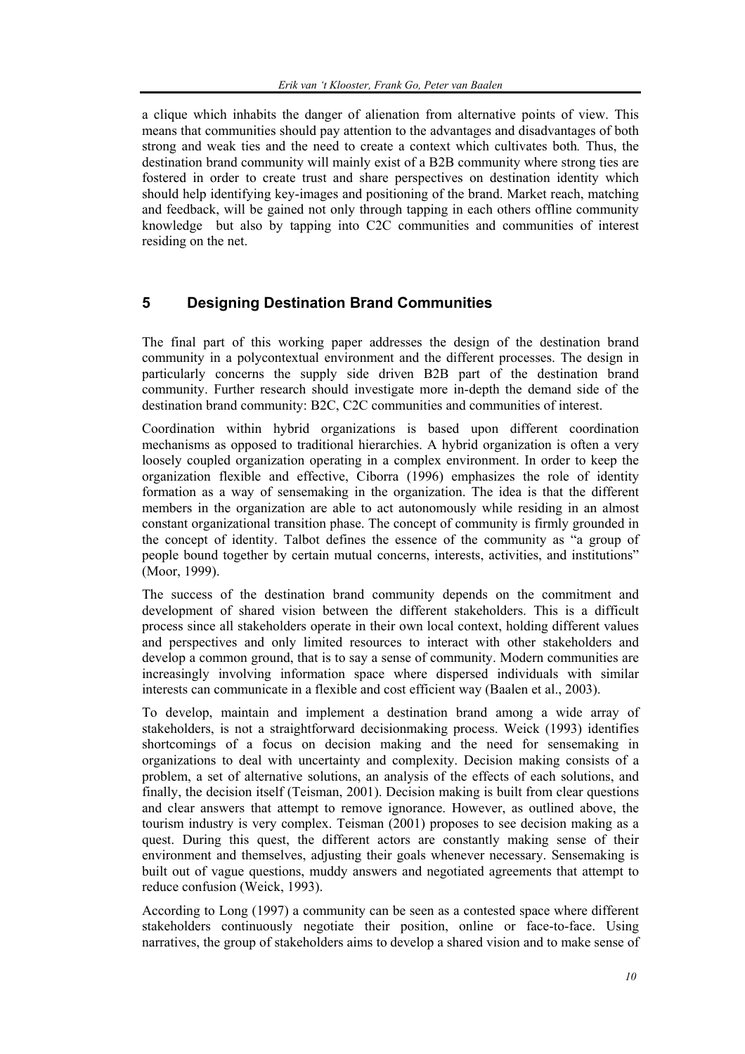a clique which inhabits the danger of alienation from alternative points of view. This means that communities should pay attention to the advantages and disadvantages of both strong and weak ties and the need to create a context which cultivates both*.* Thus, the destination brand community will mainly exist of a B2B community where strong ties are fostered in order to create trust and share perspectives on destination identity which should help identifying key-images and positioning of the brand. Market reach, matching and feedback, will be gained not only through tapping in each others offline community knowledge but also by tapping into C2C communities and communities of interest residing on the net.

## 5 Designing Destination Brand Communities

The final part of this working paper addresses the design of the destination brand community in a polycontextual environment and the different processes. The design in particularly concerns the supply side driven B2B part of the destination brand community. Further research should investigate more in-depth the demand side of the destination brand community: B2C, C2C communities and communities of interest.

Coordination within hybrid organizations is based upon different coordination mechanisms as opposed to traditional hierarchies. A hybrid organization is often a very loosely coupled organization operating in a complex environment. In order to keep the organization flexible and effective, Ciborra (1996) emphasizes the role of identity formation as a way of sensemaking in the organization. The idea is that the different members in the organization are able to act autonomously while residing in an almost constant organizational transition phase. The concept of community is firmly grounded in the concept of identity. Talbot defines the essence of the community as "a group of people bound together by certain mutual concerns, interests, activities, and institutions" (Moor, 1999).

The success of the destination brand community depends on the commitment and development of shared vision between the different stakeholders. This is a difficult process since all stakeholders operate in their own local context, holding different values and perspectives and only limited resources to interact with other stakeholders and develop a common ground, that is to say a sense of community. Modern communities are increasingly involving information space where dispersed individuals with similar interests can communicate in a flexible and cost efficient way (Baalen et al., 2003).

To develop, maintain and implement a destination brand among a wide array of stakeholders, is not a straightforward decisionmaking process. Weick (1993) identifies shortcomings of a focus on decision making and the need for sensemaking in organizations to deal with uncertainty and complexity. Decision making consists of a problem, a set of alternative solutions, an analysis of the effects of each solutions, and finally, the decision itself (Teisman, 2001). Decision making is built from clear questions and clear answers that attempt to remove ignorance. However, as outlined above, the tourism industry is very complex. Teisman (2001) proposes to see decision making as a quest. During this quest, the different actors are constantly making sense of their environment and themselves, adjusting their goals whenever necessary. Sensemaking is built out of vague questions, muddy answers and negotiated agreements that attempt to reduce confusion (Weick, 1993).

According to Long (1997) a community can be seen as a contested space where different stakeholders continuously negotiate their position, online or face-to-face. Using narratives, the group of stakeholders aims to develop a shared vision and to make sense of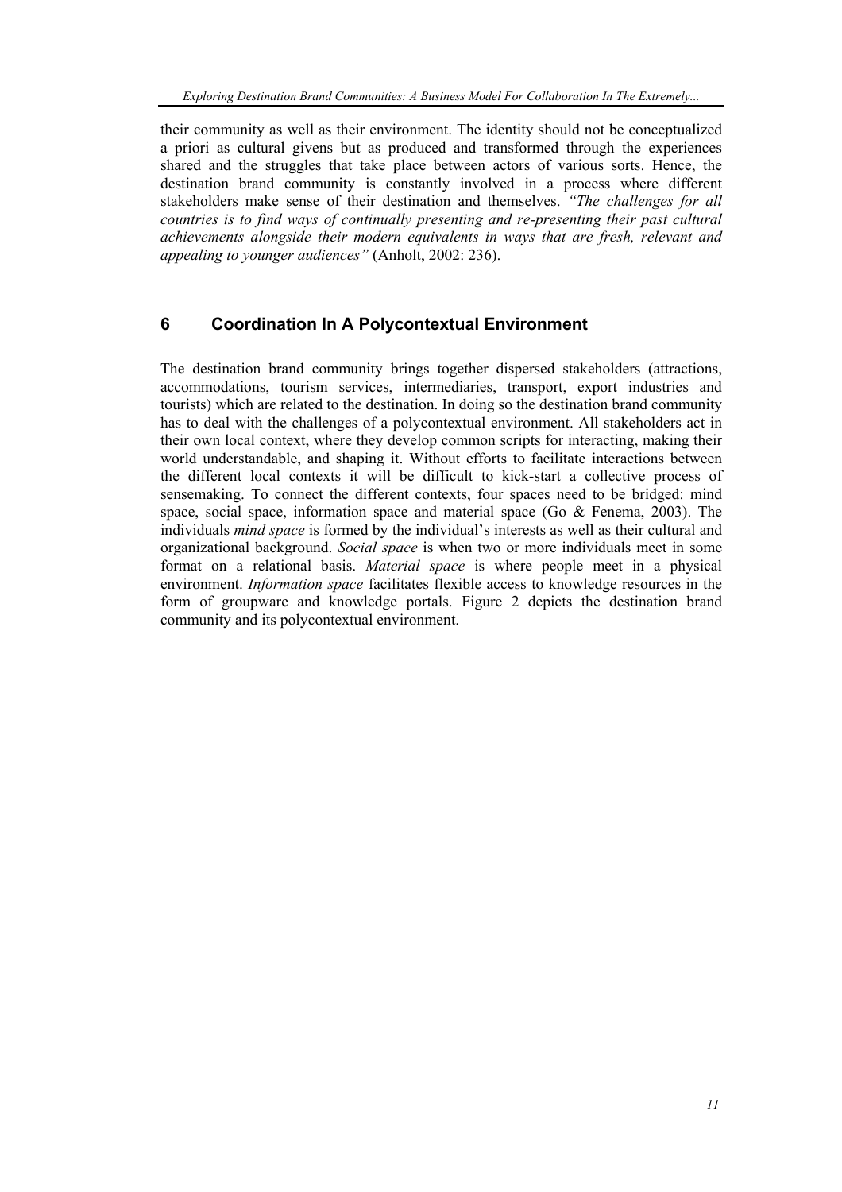their community as well as their environment. The identity should not be conceptualized a priori as cultural givens but as produced and transformed through the experiences shared and the struggles that take place between actors of various sorts. Hence, the destination brand community is constantly involved in a process where different stakeholders make sense of their destination and themselves. *"The challenges for all countries is to find ways of continually presenting and re-presenting their past cultural achievements alongside their modern equivalents in ways that are fresh, relevant and appealing to younger audiences"* (Anholt, 2002: 236).

## 6 Coordination In A Polycontextual Environment

The destination brand community brings together dispersed stakeholders (attractions, accommodations, tourism services, intermediaries, transport, export industries and tourists) which are related to the destination. In doing so the destination brand community has to deal with the challenges of a polycontextual environment. All stakeholders act in their own local context, where they develop common scripts for interacting, making their world understandable, and shaping it. Without efforts to facilitate interactions between the different local contexts it will be difficult to kick-start a collective process of sensemaking. To connect the different contexts, four spaces need to be bridged: mind space, social space, information space and material space (Go & Fenema, 2003). The individuals *mind space* is formed by the individual's interests as well as their cultural and organizational background. *Social space* is when two or more individuals meet in some format on a relational basis. *Material space* is where people meet in a physical environment. *Information space* facilitates flexible access to knowledge resources in the form of groupware and knowledge portals. Figure 2 depicts the destination brand community and its polycontextual environment.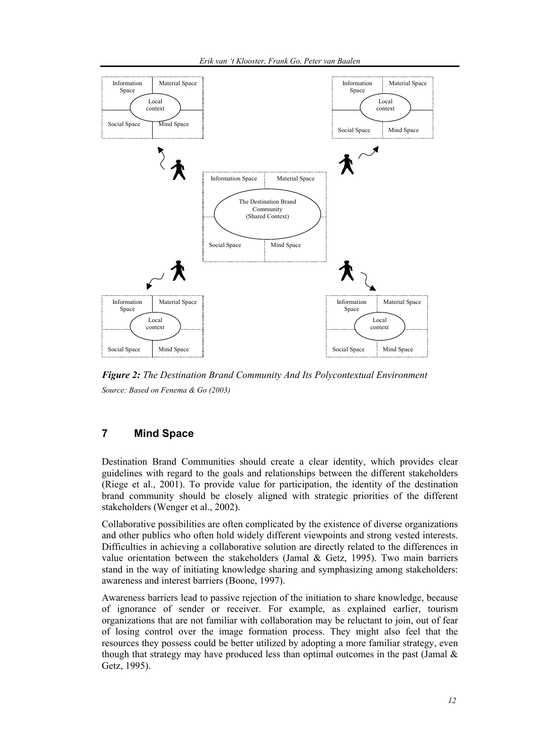*Figure 2: The Destination Brand Community And Its Polycontextual Environment*

*Source: Based on Fenema & Go (2003)*

## 7 Mind Space

Destination Brand Communities should create a clear identity, which provides clear guidelines with regard to the goals and relationships between the different stakeholders (Riege et al., 2001). To provide value for participation, the identity of the destination brand community should be closely aligned with strategic priorities of the different stakeholders (Wenger et al., 2002).

Collaborative possibilities are often complicated by the existence of diverse organizations and other publics who often hold widely different viewpoints and strong vested interests. Difficulties in achieving a collaborative solution are directly related to the differences in value orientation between the stakeholders (Jamal & Getz, 1995). Two main barriers stand in the way of initiating knowledge sharing and symphasizing among stakeholders: awareness and interest barriers (Boone, 1997).

Awareness barriers lead to passive rejection of the initiation to share knowledge, because of ignorance of sender or receiver. For example, as explained earlier, tourism organizations that are not familiar with collaboration may be reluctant to join, out of fear of losing control over the image formation process. They might also feel that the resources they possess could be better utilized by adopting a more familiar strategy, even though that strategy may have produced less than optimal outcomes in the past (Jamal & Getz, 1995).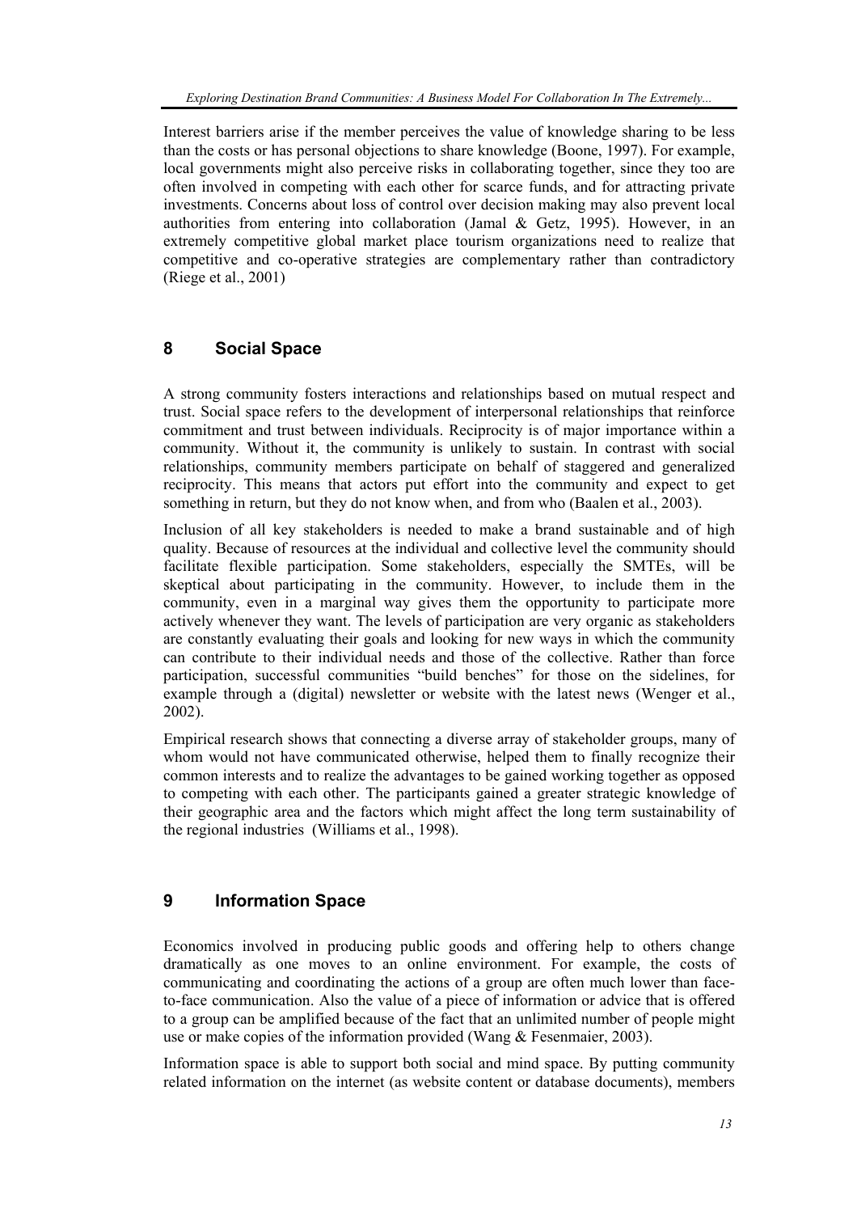Interest barriers arise if the member perceives the value of knowledge sharing to be less than the costs or has personal objections to share knowledge (Boone, 1997). For example, local governments might also perceive risks in collaborating together, since they too are often involved in competing with each other for scarce funds, and for attracting private investments. Concerns about loss of control over decision making may also prevent local authorities from entering into collaboration (Jamal & Getz, 1995). However, in an extremely competitive global market place tourism organizations need to realize that competitive and co-operative strategies are complementary rather than contradictory (Riege et al., 2001)

## 8 Social Space

A strong community fosters interactions and relationships based on mutual respect and trust. Social space refers to the development of interpersonal relationships that reinforce commitment and trust between individuals. Reciprocity is of major importance within a community. Without it, the community is unlikely to sustain. In contrast with social relationships, community members participate on behalf of staggered and generalized reciprocity. This means that actors put effort into the community and expect to get something in return, but they do not know when, and from who (Baalen et al., 2003).

Inclusion of all key stakeholders is needed to make a brand sustainable and of high quality. Because of resources at the individual and collective level the community should facilitate flexible participation. Some stakeholders, especially the SMTEs, will be skeptical about participating in the community. However, to include them in the community, even in a marginal way gives them the opportunity to participate more actively whenever they want. The levels of participation are very organic as stakeholders are constantly evaluating their goals and looking for new ways in which the community can contribute to their individual needs and those of the collective. Rather than force participation, successful communities "build benches" for those on the sidelines, for example through a (digital) newsletter or website with the latest news (Wenger et al., 2002).

Empirical research shows that connecting a diverse array of stakeholder groups, many of whom would not have communicated otherwise, helped them to finally recognize their common interests and to realize the advantages to be gained working together as opposed to competing with each other. The participants gained a greater strategic knowledge of their geographic area and the factors which might affect the long term sustainability of the regional industries (Williams et al., 1998).

## 9 Information Space

Economics involved in producing public goods and offering help to others change dramatically as one moves to an online environment. For example, the costs of communicating and coordinating the actions of a group are often much lower than face-to-face communication. Also the value of a piece of information or advice that is offered to a group can be amplified because of the fact that an unlimited number of people might use or make copies of the information provided (Wang & Fesenmaier, 2003).

Information space is able to support both social and mind space. By putting community related information on the internet (as website content or database documents), members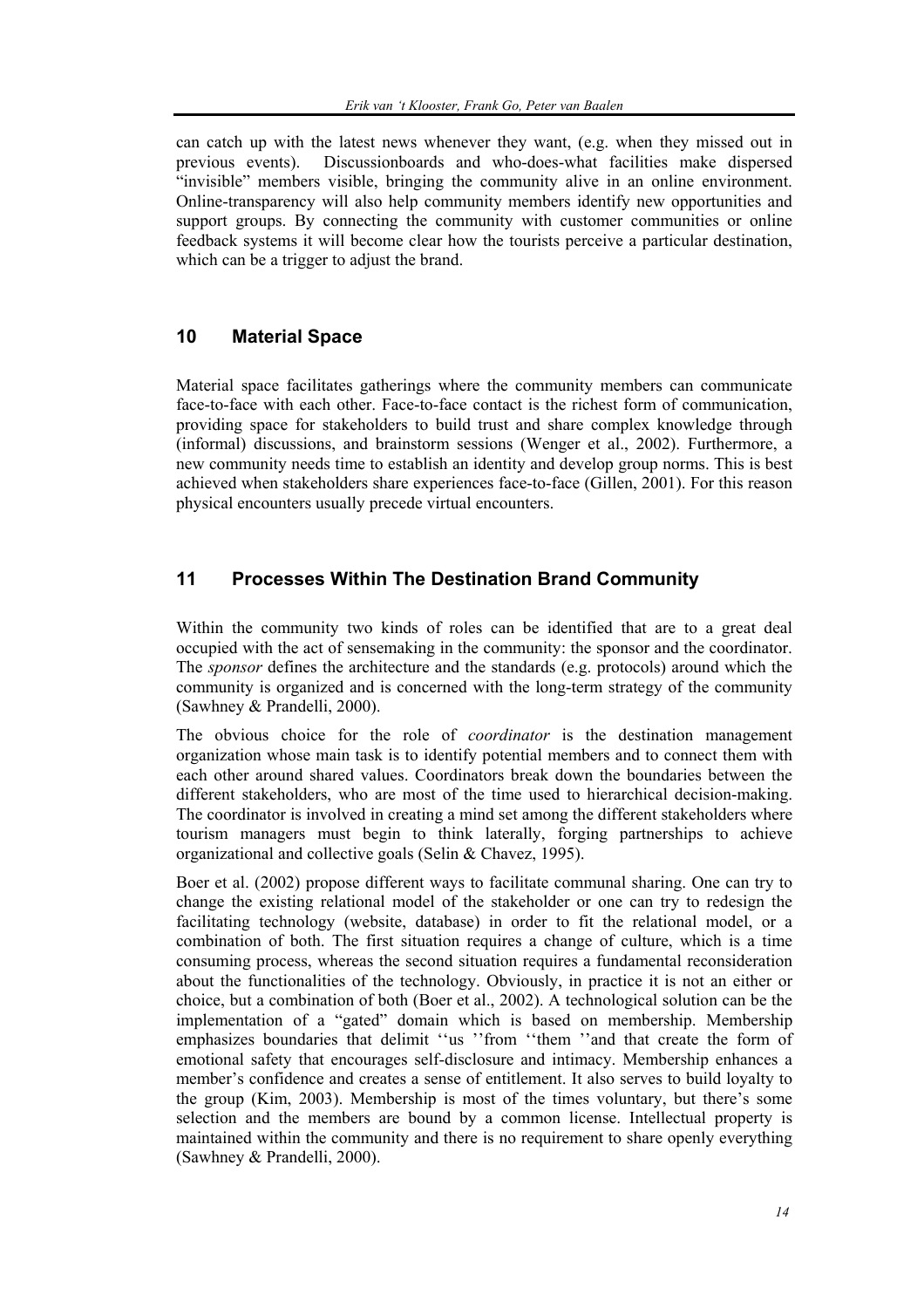can catch up with the latest news whenever they want, (e.g. when they missed out in previous events). Discussionboards and who-does-what facilities make dispersed "invisible" members visible, bringing the community alive in an online environment. Online-transparency will also help community members identify new opportunities and support groups. By connecting the community with customer communities or online feedback systems it will become clear how the tourists perceive a particular destination, which can be a trigger to adjust the brand.

## 10 Material Space

Material space facilitates gatherings where the community members can communicate face-to-face with each other. Face-to-face contact is the richest form of communication, providing space for stakeholders to build trust and share complex knowledge through (informal) discussions, and brainstorm sessions (Wenger et al., 2002). Furthermore, a new community needs time to establish an identity and develop group norms. This is best achieved when stakeholders share experiences face-to-face (Gillen, 2001). For this reason physical encounters usually precede virtual encounters.

## 11 Processes Within The Destination Brand Community

Within the community two kinds of roles can be identified that are to a great deal occupied with the act of sensemaking in the community: the sponsor and the coordinator. The *sponsor* defines the architecture and the standards (e.g. protocols) around which the community is organized and is concerned with the long-term strategy of the community (Sawhney & Prandelli, 2000).

The obvious choice for the role of *coordinator* is the destination management organization whose main task is to identify potential members and to connect them with each other around shared values. Coordinators break down the boundaries between the different stakeholders, who are most of the time used to hierarchical decision-making. The coordinator is involved in creating a mind set among the different stakeholders where tourism managers must begin to think laterally, forging partnerships to achieve organizational and collective goals (Selin & Chavez, 1995).

Boer et al. (2002) propose different ways to facilitate communal sharing. One can try to change the existing relational model of the stakeholder or one can try to redesign the facilitating technology (website, database) in order to fit the relational model, or a combination of both. The first situation requires a change of culture, which is a time consuming process, whereas the second situation requires a fundamental reconsideration about the functionalities of the technology. Obviously, in practice it is not an either or choice, but a combination of both (Boer et al., 2002). A technological solution can be the implementation of a "gated" domain which is based on membership. Membership emphasizes boundaries that delimit ''us ''from ''them ''and that create the form of emotional safety that encourages self-disclosure and intimacy. Membership enhances a member's confidence and creates a sense of entitlement. It also serves to build loyalty to the group (Kim, 2003). Membership is most of the times voluntary, but there's some selection and the members are bound by a common license. Intellectual property is maintained within the community and there is no requirement to share openly everything (Sawhney & Prandelli, 2000).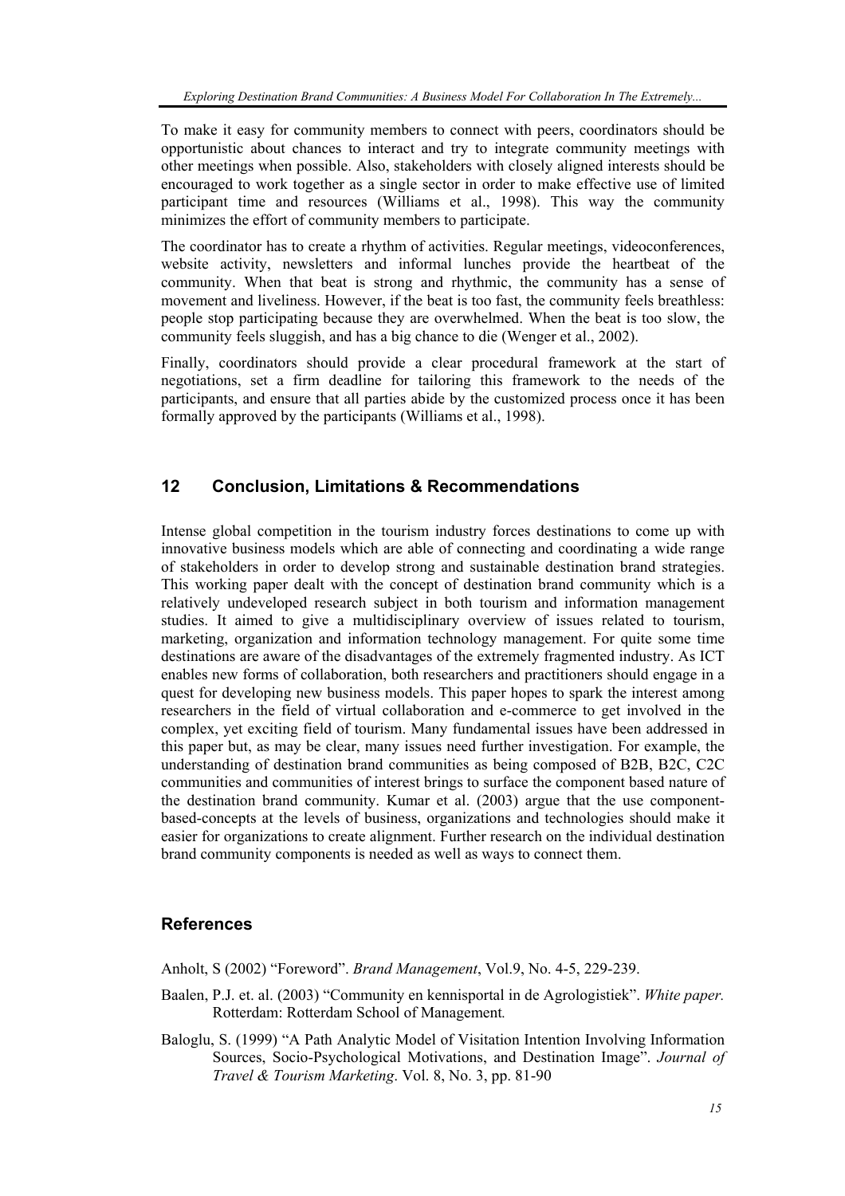To make it easy for community members to connect with peers, coordinators should be opportunistic about chances to interact and try to integrate community meetings with other meetings when possible. Also, stakeholders with closely aligned interests should be encouraged to work together as a single sector in order to make effective use of limited participant time and resources (Williams et al., 1998). This way the community minimizes the effort of community members to participate.

The coordinator has to create a rhythm of activities. Regular meetings, videoconferences, website activity, newsletters and informal lunches provide the heartbeat of the community. When that beat is strong and rhythmic, the community has a sense of movement and liveliness. However, if the beat is too fast, the community feels breathless: people stop participating because they are overwhelmed. When the beat is too slow, the community feels sluggish, and has a big chance to die (Wenger et al., 2002).

Finally, coordinators should provide a clear procedural framework at the start of negotiations, set a firm deadline for tailoring this framework to the needs of the participants, and ensure that all parties abide by the customized process once it has been formally approved by the participants (Williams et al., 1998).

## 12 Conclusion, Limitations & Recommendations

Intense global competition in the tourism industry forces destinations to come up with innovative business models which are able of connecting and coordinating a wide range of stakeholders in order to develop strong and sustainable destination brand strategies. This working paper dealt with the concept of destination brand community which is a relatively undeveloped research subject in both tourism and information management studies. It aimed to give a multidisciplinary overview of issues related to tourism, marketing, organization and information technology management. For quite some time destinations are aware of the disadvantages of the extremely fragmented industry. As ICT enables new forms of collaboration, both researchers and practitioners should engage in a quest for developing new business models. This paper hopes to spark the interest among researchers in the field of virtual collaboration and e-commerce to get involved in the complex, yet exciting field of tourism. Many fundamental issues have been addressed in this paper but, as may be clear, many issues need further investigation. For example, the understanding of destination brand communities as being composed of B2B, B2C, C2C communities and communities of interest brings to surface the component based nature of the destination brand community. Kumar et al. (2003) argue that the use component-based-concepts at the levels of business, organizations and technologies should make it easier for organizations to create alignment. Further research on the individual destination brand community components is needed as well as ways to connect them.

## References

Anholt, S (2002) "Foreword". *Brand Management*, Vol.9, No. 4-5, 229-239.

Baalen, P.J. et. al. (2003) "Community en kennisportal in de Agrologistiek". *White paper.* Rotterdam: Rotterdam School of Management.

Baloglu, S. (1999) "A Path Analytic Model of Visitation Intention Involving Information Sources, Socio-Psychological Motivations, and Destination Image". *Journal of Travel & Tourism Marketing*. Vol. 8, No. 3, pp. 81-90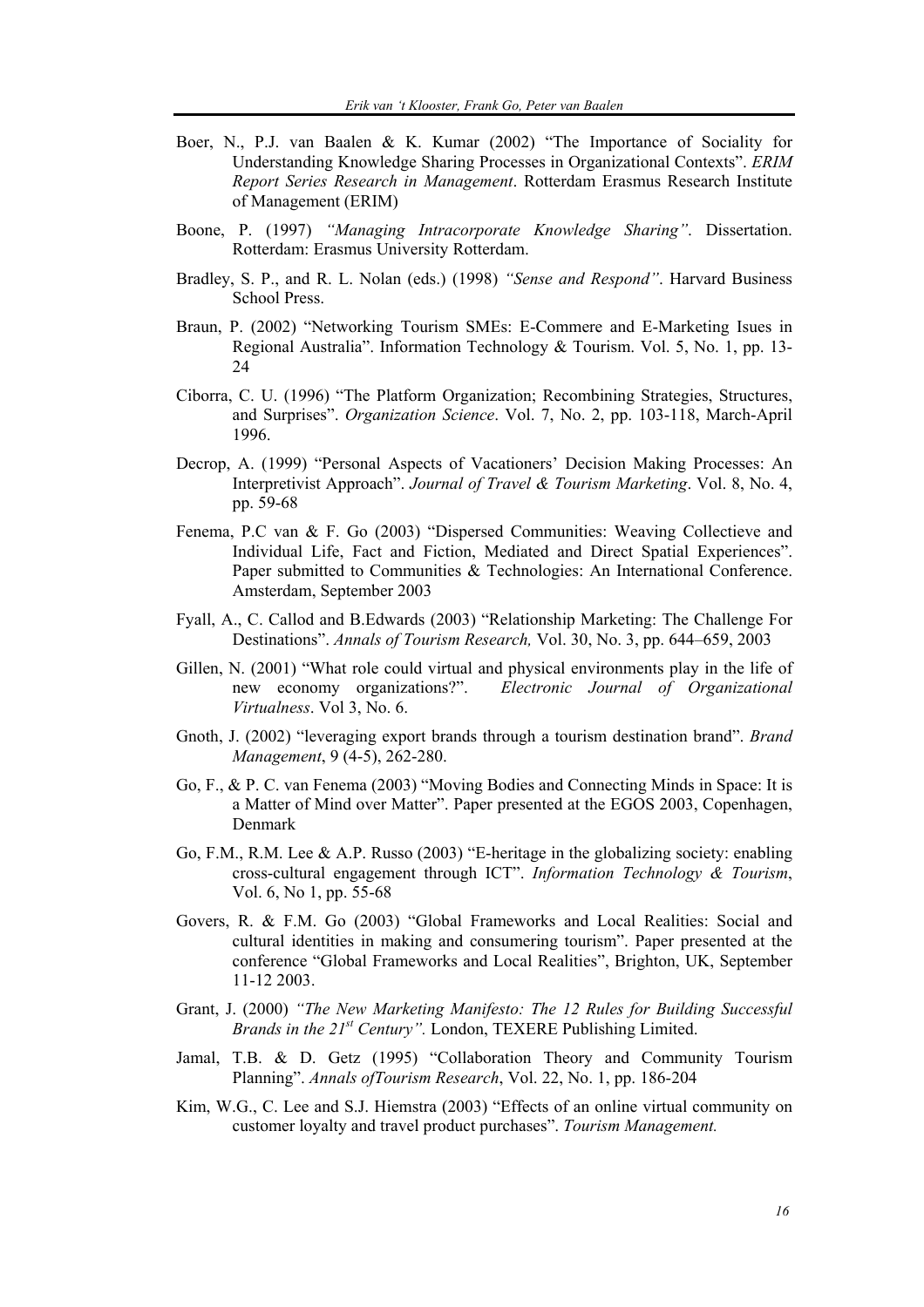Boer, N., P.J. van Baalen & K. Kumar (2002) "The Importance of Sociality for Understanding Knowledge Sharing Processes in Organizational Contexts". *ERIM Report Series Research in Management*. Rotterdam Erasmus Research Institute of Management (ERIM)

Boone, P. (1997) *"Managing Intracorporate Knowledge Sharing"*. Dissertation. Rotterdam: Erasmus University Rotterdam.

Bradley, S. P., and R. L. Nolan (eds.) (1998) *"Sense and Respond"*. Harvard Business School Press.

Braun, P. (2002) "Networking Tourism SMEs: E-Commere and E-Marketing Isues in Regional Australia". Information Technology & Tourism. Vol. 5, No. 1, pp. 13-24

Ciborra, C. U. (1996) "The Platform Organization; Recombining Strategies, Structures, and Surprises". *Organization Science*. Vol. 7, No. 2, pp. 103-118, March-April 1996.

Decrop, A. (1999) "Personal Aspects of Vacationers' Decision Making Processes: An Interpretivist Approach". *Journal of Travel & Tourism Marketing*. Vol. 8, No. 4, pp. 59-68

Fenema, P.C van & F. Go (2003) "Dispersed Communities: Weaving Collectieve and Individual Life, Fact and Fiction, Mediated and Direct Spatial Experiences". Paper submitted to Communities & Technologies: An International Conference. Amsterdam, September 2003

Fyall, A., C. Callod and B.Edwards (2003) "Relationship Marketing: The Challenge For Destinations". *Annals of Tourism Research,* Vol. 30, No. 3, pp. 644–659, 2003

Gillen, N. (2001) "What role could virtual and physical environments play in the life of new economy organizations?". *Electronic Journal of Organizational Virtualness*. Vol 3, No. 6.

Gnoth, J. (2002) "leveraging export brands through a tourism destination brand". *Brand Management*, 9 (4-5), 262-280.

Go, F., & P. C. van Fenema (2003) "Moving Bodies and Connecting Minds in Space: It is a Matter of Mind over Matter". Paper presented at the EGOS 2003, Copenhagen, Denmark

Go, F.M., R.M. Lee & A.P. Russo (2003) "E-heritage in the globalizing society: enabling cross-cultural engagement through ICT". *Information Technology & Tourism*, Vol. 6, No 1, pp. 55-68

Govers, R. & F.M. Go (2003) "Global Frameworks and Local Realities: Social and cultural identities in making and consumering tourism". Paper presented at the conference "Global Frameworks and Local Realities", Brighton, UK, September 11-12 2003.

Grant, J. (2000) *"The New Marketing Manifesto: The 12 Rules for Building Successful Brands in the 21st Century"*. London, TEXERE Publishing Limited.

Jamal, T.B. & D. Getz (1995) "Collaboration Theory and Community Tourism Planning". *Annals ofTourism Research*, Vol. 22, No. 1, pp. 186-204

Kim, W.G., C. Lee and S.J. Hiemstra (2003) "Effects of an online virtual community on customer loyalty and travel product purchases". *Tourism Management.*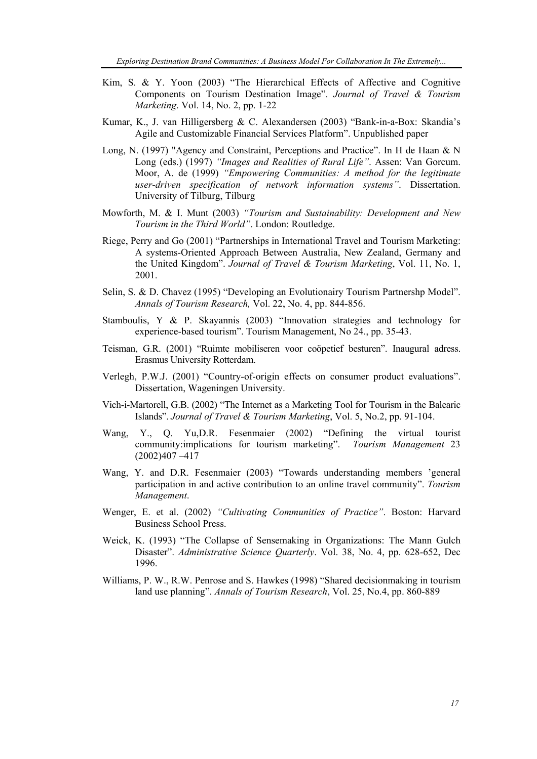Kim, S. & Y. Yoon (2003) "The Hierarchical Effects of Affective and Cognitive Components on Tourism Destination Image". *Journal of Travel & Tourism Marketing*. Vol. 14, No. 2, pp. 1-22

Kumar, K., J. van Hilligersberg & C. Alexandersen (2003) "Bank-in-a-Box: Skandia's Agile and Customizable Financial Services Platform". Unpublished paper

Long, N. (1997) "Agency and Constraint, Perceptions and Practice". In H de Haan & N Long (eds.) (1997) *"Images and Realities of Rural Life"*. Assen: Van Gorcum. Moor, A. de (1999) *"Empowering Communities: A method for the legitimate user-driven specification of network information systems"*. Dissertation. University of Tilburg, Tilburg

Mowforth, M. & I. Munt (2003) *"Tourism and Sustainability: Development and New Tourism in the Third World"*. London: Routledge.

Riege, Perry and Go (2001) "Partnerships in International Travel and Tourism Marketing: A systems-Oriented Approach Between Australia, New Zealand, Germany and the United Kingdom". *Journal of Travel & Tourism Marketing*, Vol. 11, No. 1, 2001.

Selin, S. & D. Chavez (1995) "Developing an Evolutionairy Tourism Partnershp Model". *Annals of Tourism Research,* Vol. 22, No. 4, pp. 844-856.

Stamboulis, Y & P. Skayannis (2003) "Innovation strategies and technology for experience-based tourism". Tourism Management, No 24., pp. 35-43.

Teisman, G.R. (2001) "Ruimte mobiliseren voor coöpetief besturen". Inaugural adress. Erasmus University Rotterdam.

Verlegh, P.W.J. (2001) "Country-of-origin effects on consumer product evaluations". Dissertation, Wageningen University.

Vich-i-Martorell, G.B. (2002) "The Internet as a Marketing Tool for Tourism in the Balearic Islands". *Journal of Travel & Tourism Marketing*, Vol. 5, No.2, pp. 91-104.

Wang, Y., Q. Yu,D.R. Fesenmaier (2002) "Defining the virtual tourist community:implications for tourism marketing". *Tourism Management* 23 (2002)407 –417

Wang, Y. and D.R. Fesenmaier (2003) "Towards understanding members 'general participation in and active contribution to an online travel community". *Tourism Management*.

Wenger, E. et al. (2002) *"Cultivating Communities of Practice"*. Boston: Harvard Business School Press.

Weick, K. (1993) "The Collapse of Sensemaking in Organizations: The Mann Gulch Disaster". *Administrative Science Quarterly*. Vol. 38, No. 4, pp. 628-652, Dec 1996.

Williams, P. W., R.W. Penrose and S. Hawkes (1998) "Shared decisionmaking in tourism land use planning". *Annals of Tourism Research*, Vol. 25, No.4, pp. 860-889